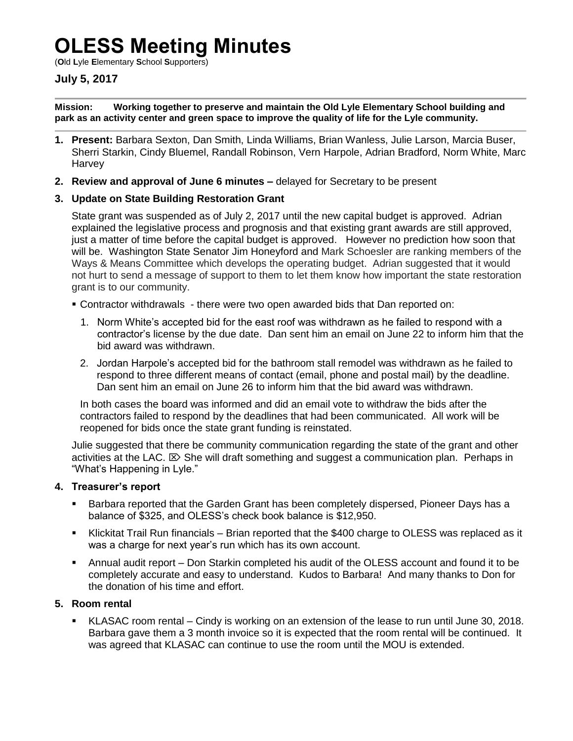# OLESS Meeting Minutes

(**O**ld **L**yle **E**lementary **S**chool **S**upporters)

### July 5, 2017

**Mission: Working together to preserve and maintain the Old Lyle Elementary School building and park as an activity center and green space to improve the quality of life for the Lyle community.**

1. **Present:** Barbara Sexton, Dan Smith, Linda Williams, Brian Wanless, Julie Larson, Marcia Buser, Sherri Starkin, Cindy Bluemel, Randall Robinson, Vern Harpole, Adrian Bradford, Norm White, Marc Harvey

2. **Review and approval of June 6 minutes –** delayed for Secretary to be present

3. **Update on State Building Restoration Grant**

   State grant was suspended as of July 2, 2017 until the new capital budget is approved. Adrian explained the legislative process and prognosis and that existing grant awards are still approved, just a matter of time before the capital budget is approved. However no prediction how soon that will be. Washington State Senator Jim Honeyford and Mark Schoesler are ranking members of the Ways & Means Committee which develops the operating budget. Adrian suggested that it would not hurt to send a message of support to them to let them know how important the state restoration grant is to our community.

   - Contractor withdrawals - there were two open awarded bids that Dan reported on:

     1. Norm White's accepted bid for the east roof was withdrawn as he failed to respond with a contractor's license by the due date. Dan sent him an email on June 22 to inform him that the bid award was withdrawn.
     2. Jordan Harpole's accepted bid for the bathroom stall remodel was withdrawn as he failed to respond to three different means of contact (email, phone and postal mail) by the deadline. Dan sent him an email on June 26 to inform him that the bid award was withdrawn.

     In both cases the board was informed and did an email vote to withdraw the bids after the contractors failed to respond by the deadlines that had been communicated. All work will be reopened for bids once the state grant funding is reinstated.

   Julie suggested that there be community communication regarding the state of the grant and other activities at the LAC. ⌦ She will draft something and suggest a communication plan. Perhaps in "What's Happening in Lyle."

4. **Treasurer's report**

   - Barbara reported that the Garden Grant has been completely dispersed, Pioneer Days has a balance of $325, and OLESS's check book balance is $12,950.
   - Klickitat Trail Run financials – Brian reported that the $400 charge to OLESS was replaced as it was a charge for next year's run which has its own account.
   - Annual audit report – Don Starkin completed his audit of the OLESS account and found it to be completely accurate and easy to understand. Kudos to Barbara! And many thanks to Don for the donation of his time and effort.

5. **Room rental**

   - KLASAC room rental – Cindy is working on an extension of the lease to run until June 30, 2018. Barbara gave them a 3 month invoice so it is expected that the room rental will be continued. It was agreed that KLASAC can continue to use the room until the MOU is extended.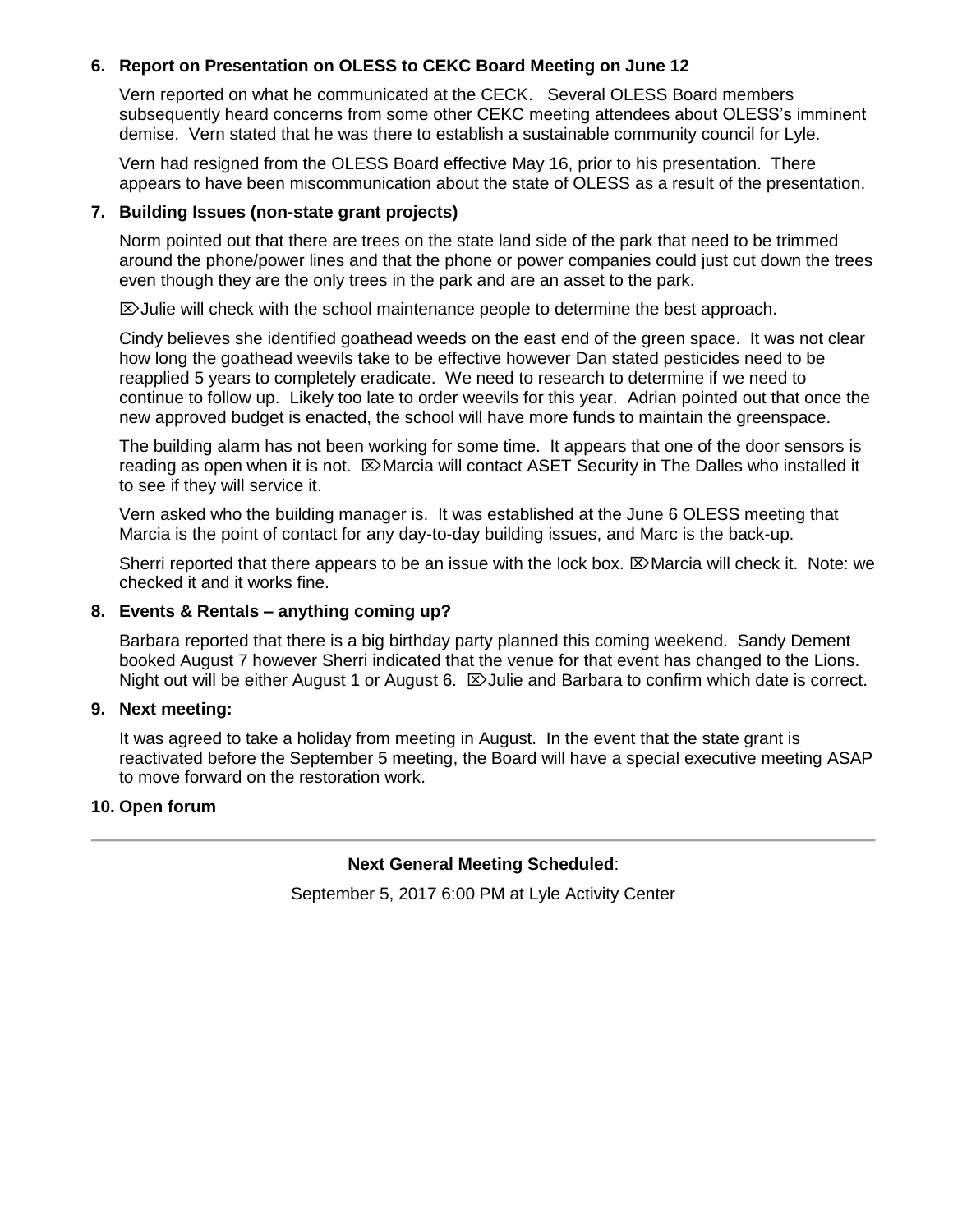**6. Report on Presentation on OLESS to CEKC Board Meeting on June 12**

Vern reported on what he communicated at the CECK. Several OLESS Board members subsequently heard concerns from some other CEKC meeting attendees about OLESS's imminent demise. Vern stated that he was there to establish a sustainable community council for Lyle.

Vern had resigned from the OLESS Board effective May 16, prior to his presentation. There appears to have been miscommunication about the state of OLESS as a result of the presentation.

**7. Building Issues (non-state grant projects)**

Norm pointed out that there are trees on the state land side of the park that need to be trimmed around the phone/power lines and that the phone or power companies could just cut down the trees even though they are the only trees in the park and are an asset to the park.

⌦Julie will check with the school maintenance people to determine the best approach.

Cindy believes she identified goathead weeds on the east end of the green space. It was not clear how long the goathead weevils take to be effective however Dan stated pesticides need to be reapplied 5 years to completely eradicate. We need to research to determine if we need to continue to follow up. Likely too late to order weevils for this year. Adrian pointed out that once the new approved budget is enacted, the school will have more funds to maintain the greenspace.

The building alarm has not been working for some time. It appears that one of the door sensors is reading as open when it is not. ⌦Marcia will contact ASET Security in The Dalles who installed it to see if they will service it.

Vern asked who the building manager is. It was established at the June 6 OLESS meeting that Marcia is the point of contact for any day-to-day building issues, and Marc is the back-up.

Sherri reported that there appears to be an issue with the lock box. ⌦Marcia will check it. Note: we checked it and it works fine.

**8. Events & Rentals – anything coming up?**

Barbara reported that there is a big birthday party planned this coming weekend. Sandy Dement booked August 7 however Sherri indicated that the venue for that event has changed to the Lions. Night out will be either August 1 or August 6. ⌦Julie and Barbara to confirm which date is correct.

**9. Next meeting:**

It was agreed to take a holiday from meeting in August. In the event that the state grant is reactivated before the September 5 meeting, the Board will have a special executive meeting ASAP to move forward on the restoration work.

**10. Open forum**

---

**Next General Meeting Scheduled**:

September 5, 2017 6:00 PM at Lyle Activity Center